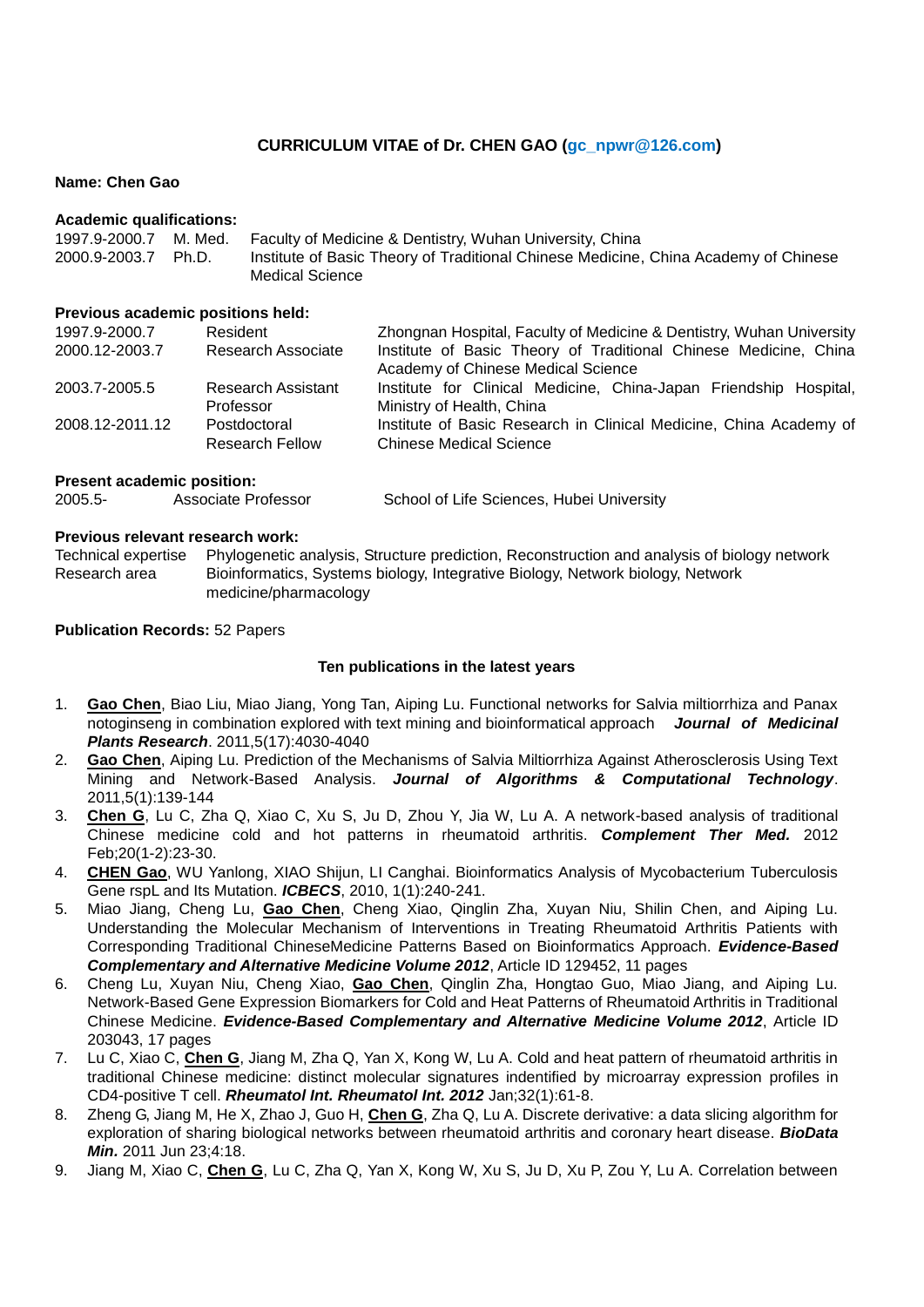**CURRICULUM VITAE of Dr. CHEN GAO (gc_npwr@126.com)**

**Name: Chen Gao**

**Academic qualifications:**

| | | |
|---|---|---|
| 1997.9-2000.7 | M. Med. | Faculty of Medicine & Dentistry, Wuhan University, China |
| 2000.9-2003.7 | Ph.D. | Institute of Basic Theory of Traditional Chinese Medicine, China Academy of Chinese Medical Science |

**Previous academic positions held:**

| | | |
|---|---|---|
| 1997.9-2000.7 | Resident | Zhongnan Hospital, Faculty of Medicine & Dentistry, Wuhan University |
| 2000.12-2003.7 | Research Associate | Institute of Basic Theory of Traditional Chinese Medicine, China Academy of Chinese Medical Science |
| 2003.7-2005.5 | Research Assistant Professor | Institute for Clinical Medicine, China-Japan Friendship Hospital, Ministry of Health, China |
| 2008.12-2011.12 | Postdoctoral Research Fellow | Institute of Basic Research in Clinical Medicine, China Academy of Chinese Medical Science |

**Present academic position:**

| | | |
|---|---|---|
| 2005.5- | Associate Professor | School of Life Sciences, Hubei University |

**Previous relevant research work:**

| | |
|---|---|
| Technical expertise | Phylogenetic analysis, Structure prediction, Reconstruction and analysis of biology network |
| Research area | Bioinformatics, Systems biology, Integrative Biology, Network biology, Network medicine/pharmacology |

**Publication Records:** 52 Papers

**Ten publications in the latest years**

1. **Gao Chen**, Biao Liu, Miao Jiang, Yong Tan, Aiping Lu. Functional networks for Salvia miltiorrhiza and Panax notoginseng in combination explored with text mining and bioinformatical approach ***Journal of Medicinal Plants Research***. 2011,5(17):4030-4040
2. **Gao Chen**, Aiping Lu. Prediction of the Mechanisms of Salvia Miltiorrhiza Against Atherosclerosis Using Text Mining and Network-Based Analysis. ***Journal of Algorithms & Computational Technology***. 2011,5(1):139-144
3. **Chen G**, Lu C, Zha Q, Xiao C, Xu S, Ju D, Zhou Y, Jia W, Lu A. A network-based analysis of traditional Chinese medicine cold and hot patterns in rheumatoid arthritis. ***Complement Ther Med.*** 2012 Feb;20(1-2):23-30.
4. **CHEN Gao**, WU Yanlong, XIAO Shijun, LI Canghai. Bioinformatics Analysis of Mycobacterium Tuberculosis Gene rspL and Its Mutation. ***ICBECS***, 2010, 1(1):240-241.
5. Miao Jiang, Cheng Lu, **Gao Chen**, Cheng Xiao, Qinglin Zha, Xuyan Niu, Shilin Chen, and Aiping Lu. Understanding the Molecular Mechanism of Interventions in Treating Rheumatoid Arthritis Patients with Corresponding Traditional ChineseMedicine Patterns Based on Bioinformatics Approach. ***Evidence-Based Complementary and Alternative Medicine Volume 2012***, Article ID 129452, 11 pages
6. Cheng Lu, Xuyan Niu, Cheng Xiao, **Gao Chen**, Qinglin Zha, Hongtao Guo, Miao Jiang, and Aiping Lu. Network-Based Gene Expression Biomarkers for Cold and Heat Patterns of Rheumatoid Arthritis in Traditional Chinese Medicine. ***Evidence-Based Complementary and Alternative Medicine Volume 2012***, Article ID 203043, 17 pages
7. Lu C, Xiao C, **Chen G**, Jiang M, Zha Q, Yan X, Kong W, Lu A. Cold and heat pattern of rheumatoid arthritis in traditional Chinese medicine: distinct molecular signatures indentified by microarray expression profiles in CD4-positive T cell. ***Rheumatol Int. Rheumatol Int. 2012*** Jan;32(1):61-8.
8. Zheng G, Jiang M, He X, Zhao J, Guo H, **Chen G**, Zha Q, Lu A. Discrete derivative: a data slicing algorithm for exploration of sharing biological networks between rheumatoid arthritis and coronary heart disease. ***BioData Min.*** 2011 Jun 23;4:18.
9. Jiang M, Xiao C, **Chen G**, Lu C, Zha Q, Yan X, Kong W, Xu S, Ju D, Xu P, Zou Y, Lu A. Correlation between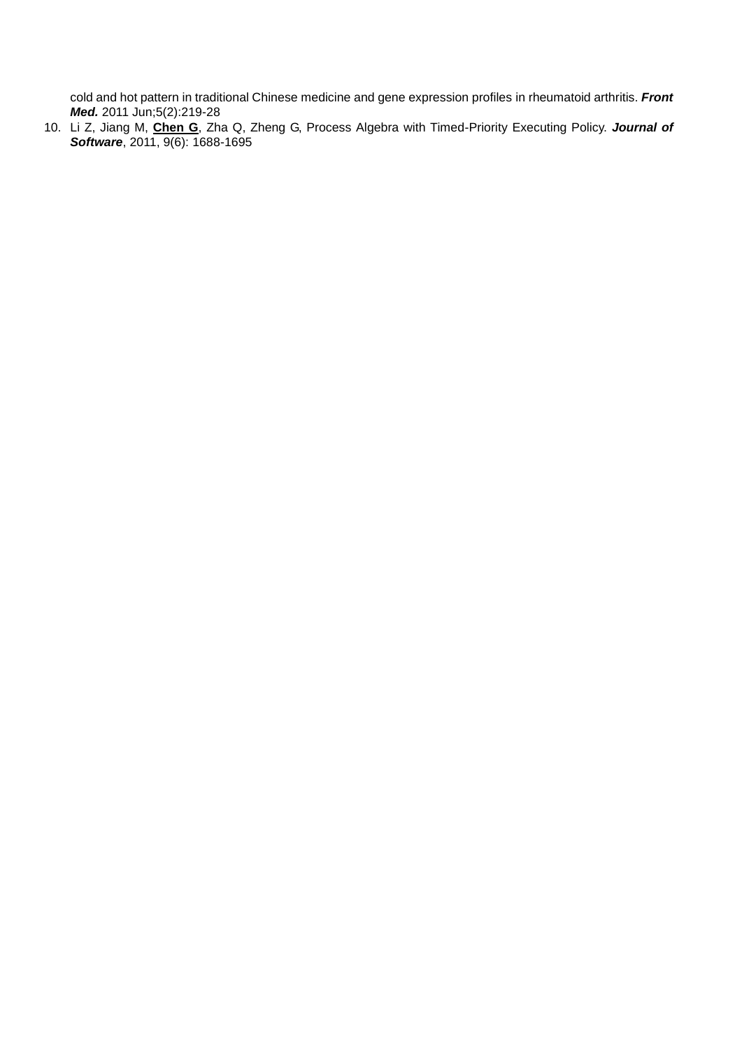cold and hot pattern in traditional Chinese medicine and gene expression profiles in rheumatoid arthritis. ***Front Med.*** 2011 Jun;5(2):219-28

10. Li Z, Jiang M, **Chen G**, Zha Q, Zheng G, Process Algebra with Timed-Priority Executing Policy. ***Journal of Software***, 2011, 9(6): 1688-1695